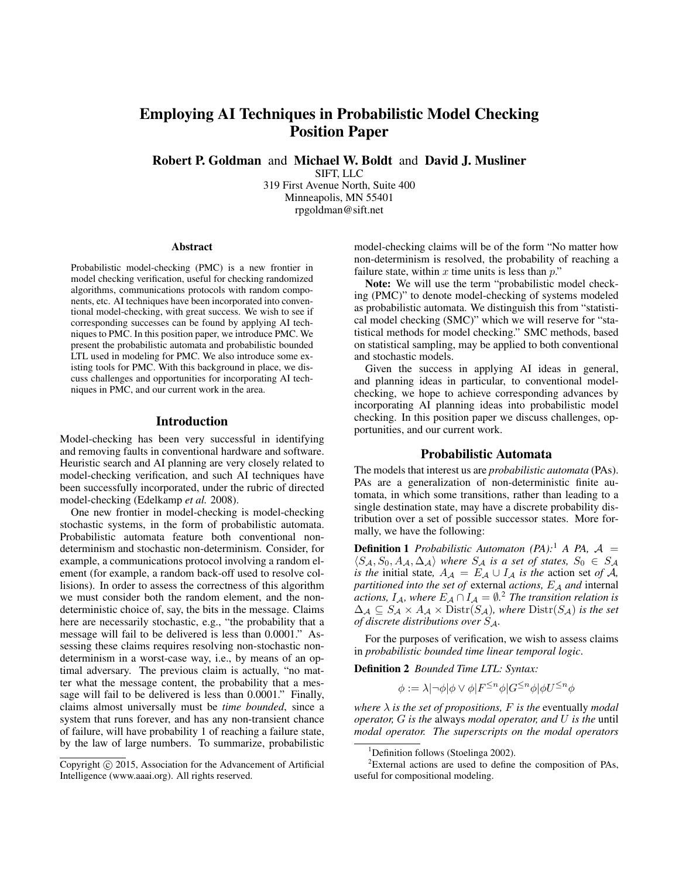# Employing AI Techniques in Probabilistic Model Checking Position Paper

**Robert P. Goldman** and **Michael W. Boldt** and **David J. Musliner**

SIFT, LLC
319 First Avenue North, Suite 400
Minneapolis, MN 55401
rpgoldman@sift.net

## Abstract

Probabilistic model-checking (PMC) is a new frontier in model checking verification, useful for checking randomized algorithms, communications protocols with random components, etc. AI techniques have been incorporated into conventional model-checking, with great success. We wish to see if corresponding successes can be found by applying AI techniques to PMC. In this position paper, we introduce PMC. We present the probabilistic automata and probabilistic bounded LTL used in modeling for PMC. We also introduce some existing tools for PMC. With this background in place, we discuss challenges and opportunities for incorporating AI techniques in PMC, and our current work in the area.

## Introduction

Model-checking has been very successful in identifying and removing faults in conventional hardware and software. Heuristic search and AI planning are very closely related to model-checking verification, and such AI techniques have been successfully incorporated, under the rubric of directed model-checking (Edelkamp *et al.* 2008).

One new frontier in model-checking is model-checking stochastic systems, in the form of probabilistic automata. Probabilistic automata feature both conventional non-determinism and stochastic non-determinism. Consider, for example, a communications protocol involving a random element (for example, a random back-off used to resolve collisions). In order to assess the correctness of this algorithm we must consider both the random element, and the non-deterministic choice of, say, the bits in the message. Claims here are necessarily stochastic, e.g., "the probability that a message will fail to be delivered is less than 0.0001." Assessing these claims requires resolving non-stochastic non-determinism in a worst-case way, i.e., by means of an optimal adversary. The previous claim is actually, "no matter what the message content, the probability that a message will fail to be delivered is less than 0.0001." Finally, claims almost universally must be *time bounded*, since a system that runs forever, and has any non-transient chance of failure, will have probability 1 of reaching a failure state, by the law of large numbers. To summarize, probabilistic model-checking claims will be of the form "No matter how non-determinism is resolved, the probability of reaching a failure state, within $x$ time units is less than $p$."

**Note:** We will use the term "probabilistic model checking (PMC)" to denote model-checking of systems modeled as probabilistic automata. We distinguish this from "statistical model checking (SMC)" which we will reserve for "statistical methods for model checking." SMC methods, based on statistical sampling, may be applied to both conventional and stochastic models.

Given the success in applying AI ideas in general, and planning ideas in particular, to conventional model-checking, we hope to achieve corresponding advances by incorporating AI planning ideas into probabilistic model checking. In this position paper we discuss challenges, opportunities, and our current work.

## Probabilistic Automata

The models that interest us are *probabilistic automata* (PAs). PAs are a generalization of non-deterministic finite automata, in which some transitions, rather than leading to a single destination state, may have a discrete probability distribution over a set of possible successor states. More formally, we have the following:

**Definition 1** *Probabilistic Automaton (PA):*[1] *A PA,* $\mathcal{A} = \langle S_\mathcal{A}, S_0, A_\mathcal{A}, \Delta_\mathcal{A} \rangle$ *where* $S_\mathcal{A}$ *is a set of states,* $S_0 \in S_\mathcal{A}$ *is the* initial state*,* $A_\mathcal{A} = E_\mathcal{A} \cup I_\mathcal{A}$ *is the* action set *of* $\mathcal{A}$*, partitioned into the set of* external *actions,* $E_\mathcal{A}$ *and* internal *actions,* $I_\mathcal{A}$*, where* $E_\mathcal{A} \cap I_\mathcal{A} = \emptyset$*.*[2] *The transition relation is* $\Delta_\mathcal{A} \subseteq S_\mathcal{A} \times A_\mathcal{A} \times \mathrm{Distr}(S_\mathcal{A})$*, where* $\mathrm{Distr}(S_\mathcal{A})$ *is the set of discrete distributions over* $S_\mathcal{A}$*.*

For the purposes of verification, we wish to assess claims in *probabilistic bounded time linear temporal logic*.

**Definition 2** *Bounded Time LTL: Syntax:*

$$\phi := \lambda | \neg\phi | \phi \vee \phi | F^{\leq n}\phi | G^{\leq n}\phi | \phi U^{\leq n} \phi$$

*where* $\lambda$ *is the set of propositions,* $F$ *is the* eventually *modal operator,* $G$ *is the* always *modal operator, and* $U$ *is the* until *modal operator. The superscripts on the modal operators*

---

[1] Definition follows (Stoelinga 2002).

[2] External actions are used to define the composition of PAs, useful for compositional modeling.

Copyright © 2015, Association for the Advancement of Artificial Intelligence (www.aaai.org). All rights reserved.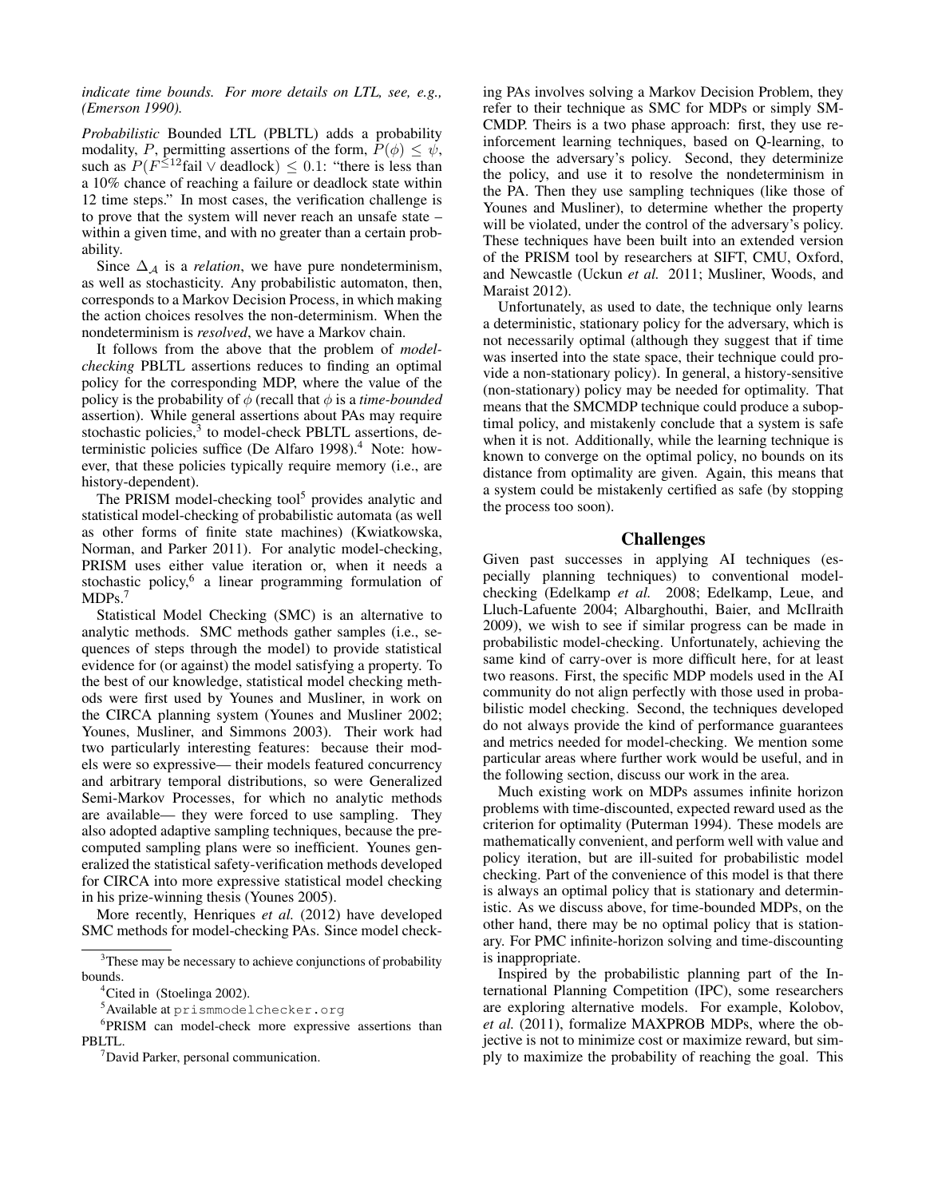*indicate time bounds. For more details on LTL, see, e.g., (Emerson 1990).*

*Probabilistic* Bounded LTL (PBLTL) adds a probability modality, $P$, permitting assertions of the form, $P(\phi) \leq \psi$, such as $P(F^{\leq 12}\text{fail} \vee \text{deadlock}) \leq 0.1$: "there is less than a 10% chance of reaching a failure or deadlock state within 12 time steps." In most cases, the verification challenge is to prove that the system will never reach an unsafe state – within a given time, and with no greater than a certain probability.

Since $\Delta_{\mathcal{A}}$ is a *relation*, we have pure nondeterminism, as well as stochasticity. Any probabilistic automaton, then, corresponds to a Markov Decision Process, in which making the action choices resolves the non-determinism. When the nondeterminism is *resolved*, we have a Markov chain.

It follows from the above that the problem of *model-checking* PBLTL assertions reduces to finding an optimal policy for the corresponding MDP, where the value of the policy is the probability of $\phi$ (recall that $\phi$ is a *time-bounded* assertion). While general assertions about PAs may require stochastic policies,[3] to model-check PBLTL assertions, deterministic policies suffice (De Alfaro 1998).[4] Note: however, that these policies typically require memory (i.e., are history-dependent).

The PRISM model-checking tool[5] provides analytic and statistical model-checking of probabilistic automata (as well as other forms of finite state machines) (Kwiatkowska, Norman, and Parker 2011). For analytic model-checking, PRISM uses either value iteration or, when it needs a stochastic policy,[6] a linear programming formulation of MDPs.[7]

Statistical Model Checking (SMC) is an alternative to analytic methods. SMC methods gather samples (i.e., sequences of steps through the model) to provide statistical evidence for (or against) the model satisfying a property. To the best of our knowledge, statistical model checking methods were first used by Younes and Musliner, in work on the CIRCA planning system (Younes and Musliner 2002; Younes, Musliner, and Simmons 2003). Their work had two particularly interesting features: because their models were so expressive— their models featured concurrency and arbitrary temporal distributions, so were Generalized Semi-Markov Processes, for which no analytic methods are available— they were forced to use sampling. They also adopted adaptive sampling techniques, because the precomputed sampling plans were so inefficient. Younes generalized the statistical safety-verification methods developed for CIRCA into more expressive statistical model checking in his prize-winning thesis (Younes 2005).

More recently, Henriques *et al.* (2012) have developed SMC methods for model-checking PAs. Since model checking PAs involves solving a Markov Decision Problem, they refer to their technique as SMC for MDPs or simply SMCMDP. Theirs is a two phase approach: first, they use reinforcement learning techniques, based on Q-learning, to choose the adversary's policy. Second, they determinize the policy, and use it to resolve the nondeterminism in the PA. Then they use sampling techniques (like those of Younes and Musliner), to determine whether the property will be violated, under the control of the adversary's policy. These techniques have been built into an extended version of the PRISM tool by researchers at SIFT, CMU, Oxford, and Newcastle (Uckun *et al.* 2011; Musliner, Woods, and Maraist 2012).

Unfortunately, as used to date, the technique only learns a deterministic, stationary policy for the adversary, which is not necessarily optimal (although they suggest that if time was inserted into the state space, their technique could provide a non-stationary policy). In general, a history-sensitive (non-stationary) policy may be needed for optimality. That means that the SMCMDP technique could produce a suboptimal policy, and mistakenly conclude that a system is safe when it is not. Additionally, while the learning technique is known to converge on the optimal policy, no bounds on its distance from optimality are given. Again, this means that a system could be mistakenly certified as safe (by stopping the process too soon).

## Challenges

Given past successes in applying AI techniques (especially planning techniques) to conventional model-checking (Edelkamp *et al.* 2008; Edelkamp, Leue, and Lluch-Lafuente 2004; Albarghouthi, Baier, and McIlraith 2009), we wish to see if similar progress can be made in probabilistic model-checking. Unfortunately, achieving the same kind of carry-over is more difficult here, for at least two reasons. First, the specific MDP models used in the AI community do not align perfectly with those used in probabilistic model checking. Second, the techniques developed do not always provide the kind of performance guarantees and metrics needed for model-checking. We mention some particular areas where further work would be useful, and in the following section, discuss our work in the area.

Much existing work on MDPs assumes infinite horizon problems with time-discounted, expected reward used as the criterion for optimality (Puterman 1994). These models are mathematically convenient, and perform well with value and policy iteration, but are ill-suited for probabilistic model checking. Part of the convenience of this model is that there is always an optimal policy that is stationary and deterministic. As we discuss above, for time-bounded MDPs, on the other hand, there may be no optimal policy that is stationary. For PMC infinite-horizon solving and time-discounting is inappropriate.

Inspired by the probabilistic planning part of the International Planning Competition (IPC), some researchers are exploring alternative models. For example, Kolobov, *et al.* (2011), formalize MAXPROB MDPs, where the objective is not to minimize cost or maximize reward, but simply to maximize the probability of reaching the goal. This

[3] These may be necessary to achieve conjunctions of probability bounds.

[4] Cited in (Stoelinga 2002).

[5] Available at prismmodelchecker.org

[6] PRISM can model-check more expressive assertions than PBLTL.

[7] David Parker, personal communication.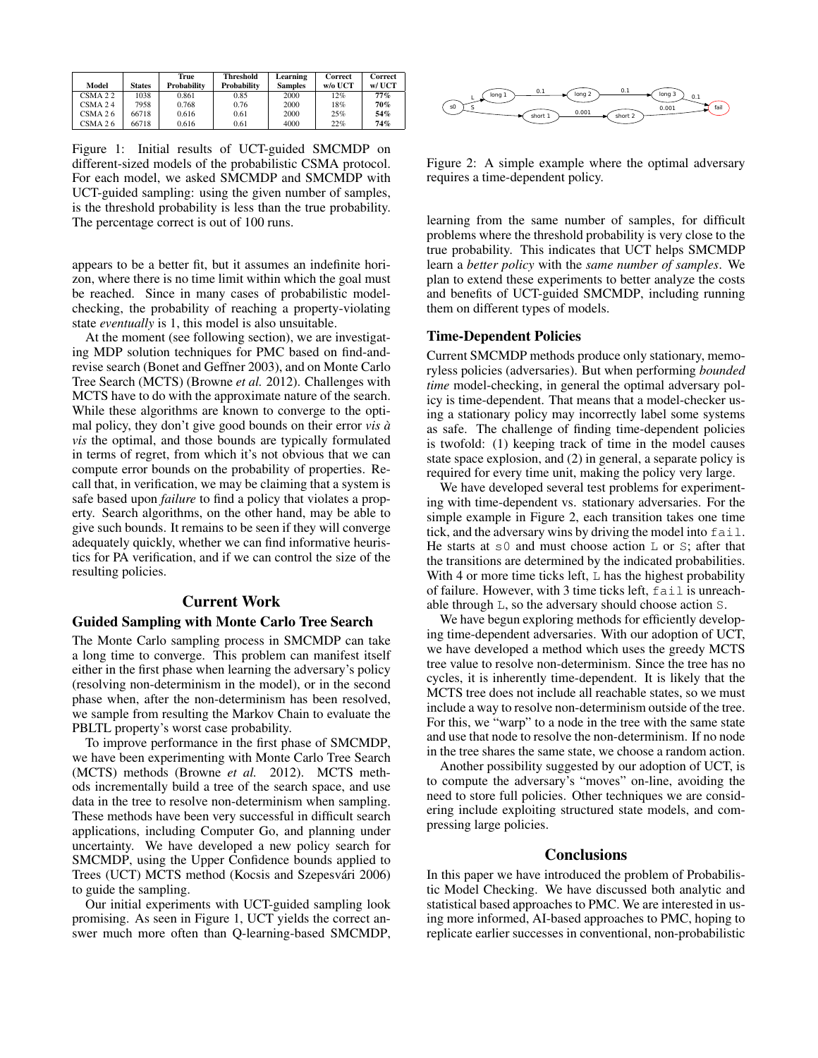| Model | States | True Probability | Threshold Probability | Learning Samples | Correct w/o UCT | Correct w/ UCT |
|---|---|---|---|---|---|---|
| CSMA 2 2 | 1038 | 0.861 | 0.85 | 2000 | 12% | **77%** |
| CSMA 2 4 | 7958 | 0.768 | 0.76 | 2000 | 18% | **70%** |
| CSMA 2 6 | 66718 | 0.616 | 0.61 | 2000 | 25% | **54%** |
| CSMA 2 6 | 66718 | 0.616 | 0.61 | 4000 | 22% | **74%** |

Figure 1: Initial results of UCT-guided SMCMDP on different-sized models of the probabilistic CSMA protocol. For each model, we asked SMCMDP and SMCMDP with UCT-guided sampling: using the given number of samples, is the threshold probability is less than the true probability. The percentage correct is out of 100 runs.

appears to be a better fit, but it assumes an indefinite horizon, where there is no time limit within which the goal must be reached. Since in many cases of probabilistic model-checking, the probability of reaching a property-violating state *eventually* is 1, this model is also unsuitable.

At the moment (see following section), we are investigating MDP solution techniques for PMC based on find-and-revise search (Bonet and Geffner 2003), and on Monte Carlo Tree Search (MCTS) (Browne *et al.* 2012). Challenges with MCTS have to do with the approximate nature of the search. While these algorithms are known to converge to the optimal policy, they don't give good bounds on their error *vis à vis* the optimal, and those bounds are typically formulated in terms of regret, from which it's not obvious that we can compute error bounds on the probability of properties. Recall that, in verification, we may be claiming that a system is safe based upon *failure* to find a policy that violates a property. Search algorithms, on the other hand, may be able to give such bounds. It remains to be seen if they will converge adequately quickly, whether we can find informative heuristics for PA verification, and if we can control the size of the resulting policies.

## Current Work

### Guided Sampling with Monte Carlo Tree Search

The Monte Carlo sampling process in SMCMDP can take a long time to converge. This problem can manifest itself either in the first phase when learning the adversary's policy (resolving non-determinism in the model), or in the second phase when, after the non-determinism has been resolved, we sample from resulting the Markov Chain to evaluate the PBLTL property's worst case probability.

To improve performance in the first phase of SMCMDP, we have been experimenting with Monte Carlo Tree Search (MCTS) methods (Browne *et al.* 2012). MCTS methods incrementally build a tree of the search space, and use data in the tree to resolve non-determinism when sampling. These methods have been very successful in difficult search applications, including Computer Go, and planning under uncertainty. We have developed a new policy search for SMCMDP, using the Upper Confidence bounds applied to Trees (UCT) MCTS method (Kocsis and Szepesvári 2006) to guide the sampling.

Our initial experiments with UCT-guided sampling look promising. As seen in Figure 1, UCT yields the correct answer much more often than Q-learning-based SMCMDP, learning from the same number of samples, for difficult problems where the threshold probability is very close to the true probability. This indicates that UCT helps SMCMDP learn a *better policy* with the *same number of samples*. We plan to extend these experiments to better analyze the costs and benefits of UCT-guided SMCMDP, including running them on different types of models.

Figure 2: A simple example where the optimal adversary requires a time-dependent policy.

### Time-Dependent Policies

Current SMCMDP methods produce only stationary, memoryless policies (adversaries). But when performing *bounded time* model-checking, in general the optimal adversary policy is time-dependent. That means that a model-checker using a stationary policy may incorrectly label some systems as safe. The challenge of finding time-dependent policies is twofold: (1) keeping track of time in the model causes state space explosion, and (2) in general, a separate policy is required for every time unit, making the policy very large.

We have developed several test problems for experimenting with time-dependent vs. stationary adversaries. For the simple example in Figure 2, each transition takes one time tick, and the adversary wins by driving the model into `fail`. He starts at `s0` and must choose action `L` or `S`; after that the transitions are determined by the indicated probabilities. With 4 or more time ticks left, `L` has the highest probability of failure. However, with 3 time ticks left, `fail` is unreachable through `L`, so the adversary should choose action `S`.

We have begun exploring methods for efficiently developing time-dependent adversaries. With our adoption of UCT, we have developed a method which uses the greedy MCTS tree value to resolve non-determinism. Since the tree has no cycles, it is inherently time-dependent. It is likely that the MCTS tree does not include all reachable states, so we must include a way to resolve non-determinism outside of the tree. For this, we "warp" to a node in the tree with the same state and use that node to resolve the non-determinism. If no node in the tree shares the same state, we choose a random action.

Another possibility suggested by our adoption of UCT, is to compute the adversary's "moves" on-line, avoiding the need to store full policies. Other techniques we are considering include exploiting structured state models, and compressing large policies.

## Conclusions

In this paper we have introduced the problem of Probabilistic Model Checking. We have discussed both analytic and statistical based approaches to PMC. We are interested in using more informed, AI-based approaches to PMC, hoping to replicate earlier successes in conventional, non-probabilistic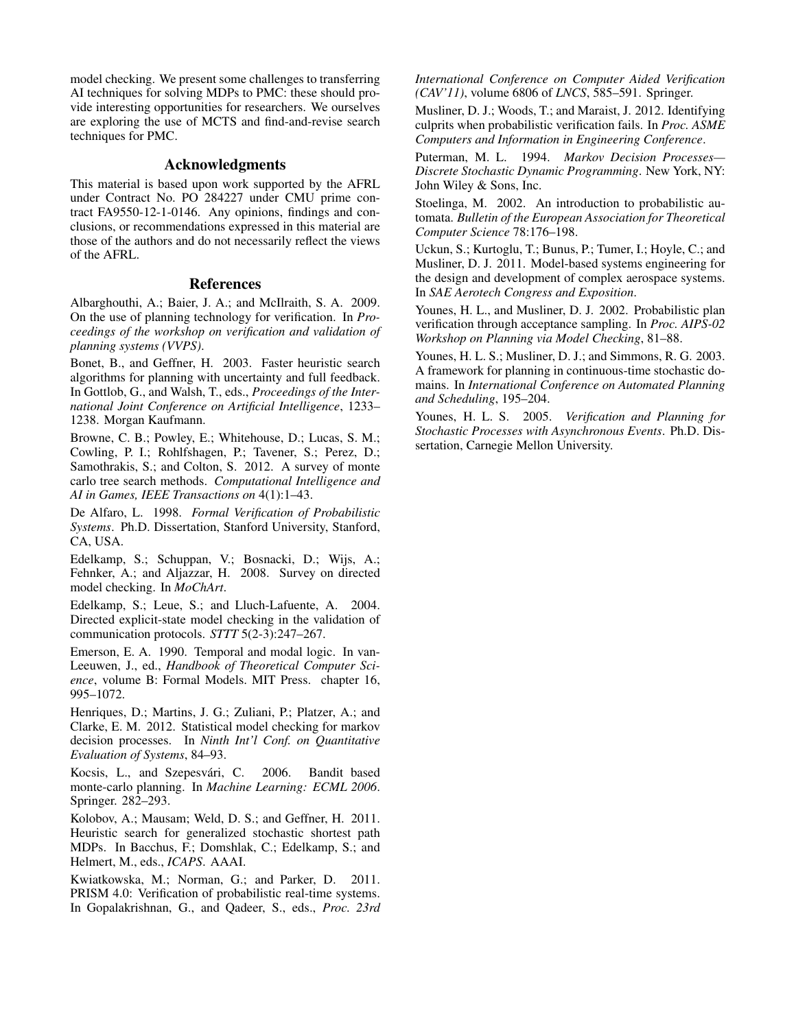model checking. We present some challenges to transferring AI techniques for solving MDPs to PMC: these should provide interesting opportunities for researchers. We ourselves are exploring the use of MCTS and find-and-revise search techniques for PMC.

## Acknowledgments

This material is based upon work supported by the AFRL under Contract No. PO 284227 under CMU prime contract FA9550-12-1-0146. Any opinions, findings and conclusions, or recommendations expressed in this material are those of the authors and do not necessarily reflect the views of the AFRL.

## References

Albarghouthi, A.; Baier, J. A.; and McIlraith, S. A. 2009. On the use of planning technology for verification. In *Proceedings of the workshop on verification and validation of planning systems (VVPS)*.

Bonet, B., and Geffner, H. 2003. Faster heuristic search algorithms for planning with uncertainty and full feedback. In Gottlob, G., and Walsh, T., eds., *Proceedings of the International Joint Conference on Artificial Intelligence*, 1233–1238. Morgan Kaufmann.

Browne, C. B.; Powley, E.; Whitehouse, D.; Lucas, S. M.; Cowling, P. I.; Rohlfshagen, P.; Tavener, S.; Perez, D.; Samothrakis, S.; and Colton, S. 2012. A survey of monte carlo tree search methods. *Computational Intelligence and AI in Games, IEEE Transactions on* 4(1):1–43.

De Alfaro, L. 1998. *Formal Verification of Probabilistic Systems*. Ph.D. Dissertation, Stanford University, Stanford, CA, USA.

Edelkamp, S.; Schuppan, V.; Bosnacki, D.; Wijs, A.; Fehnker, A.; and Aljazzar, H. 2008. Survey on directed model checking. In *MoChArt*.

Edelkamp, S.; Leue, S.; and Lluch-Lafuente, A. 2004. Directed explicit-state model checking in the validation of communication protocols. *STTT* 5(2-3):247–267.

Emerson, E. A. 1990. Temporal and modal logic. In van-Leeuwen, J., ed., *Handbook of Theoretical Computer Science*, volume B: Formal Models. MIT Press. chapter 16, 995–1072.

Henriques, D.; Martins, J. G.; Zuliani, P.; Platzer, A.; and Clarke, E. M. 2012. Statistical model checking for markov decision processes. In *Ninth Int'l Conf. on Quantitative Evaluation of Systems*, 84–93.

Kocsis, L., and Szepesvári, C. 2006. Bandit based monte-carlo planning. In *Machine Learning: ECML 2006*. Springer. 282–293.

Kolobov, A.; Mausam; Weld, D. S.; and Geffner, H. 2011. Heuristic search for generalized stochastic shortest path MDPs. In Bacchus, F.; Domshlak, C.; Edelkamp, S.; and Helmert, M., eds., *ICAPS*. AAAI.

Kwiatkowska, M.; Norman, G.; and Parker, D. 2011. PRISM 4.0: Verification of probabilistic real-time systems. In Gopalakrishnan, G., and Qadeer, S., eds., *Proc. 23rd International Conference on Computer Aided Verification (CAV'11)*, volume 6806 of *LNCS*, 585–591. Springer.

Musliner, D. J.; Woods, T.; and Maraist, J. 2012. Identifying culprits when probabilistic verification fails. In *Proc. ASME Computers and Information in Engineering Conference*.

Puterman, M. L. 1994. *Markov Decision Processes—Discrete Stochastic Dynamic Programming*. New York, NY: John Wiley & Sons, Inc.

Stoelinga, M. 2002. An introduction to probabilistic automata. *Bulletin of the European Association for Theoretical Computer Science* 78:176–198.

Uckun, S.; Kurtoglu, T.; Bunus, P.; Tumer, I.; Hoyle, C.; and Musliner, D. J. 2011. Model-based systems engineering for the design and development of complex aerospace systems. In *SAE Aerotech Congress and Exposition*.

Younes, H. L., and Musliner, D. J. 2002. Probabilistic plan verification through acceptance sampling. In *Proc. AIPS-02 Workshop on Planning via Model Checking*, 81–88.

Younes, H. L. S.; Musliner, D. J.; and Simmons, R. G. 2003. A framework for planning in continuous-time stochastic domains. In *International Conference on Automated Planning and Scheduling*, 195–204.

Younes, H. L. S. 2005. *Verification and Planning for Stochastic Processes with Asynchronous Events*. Ph.D. Dissertation, Carnegie Mellon University.